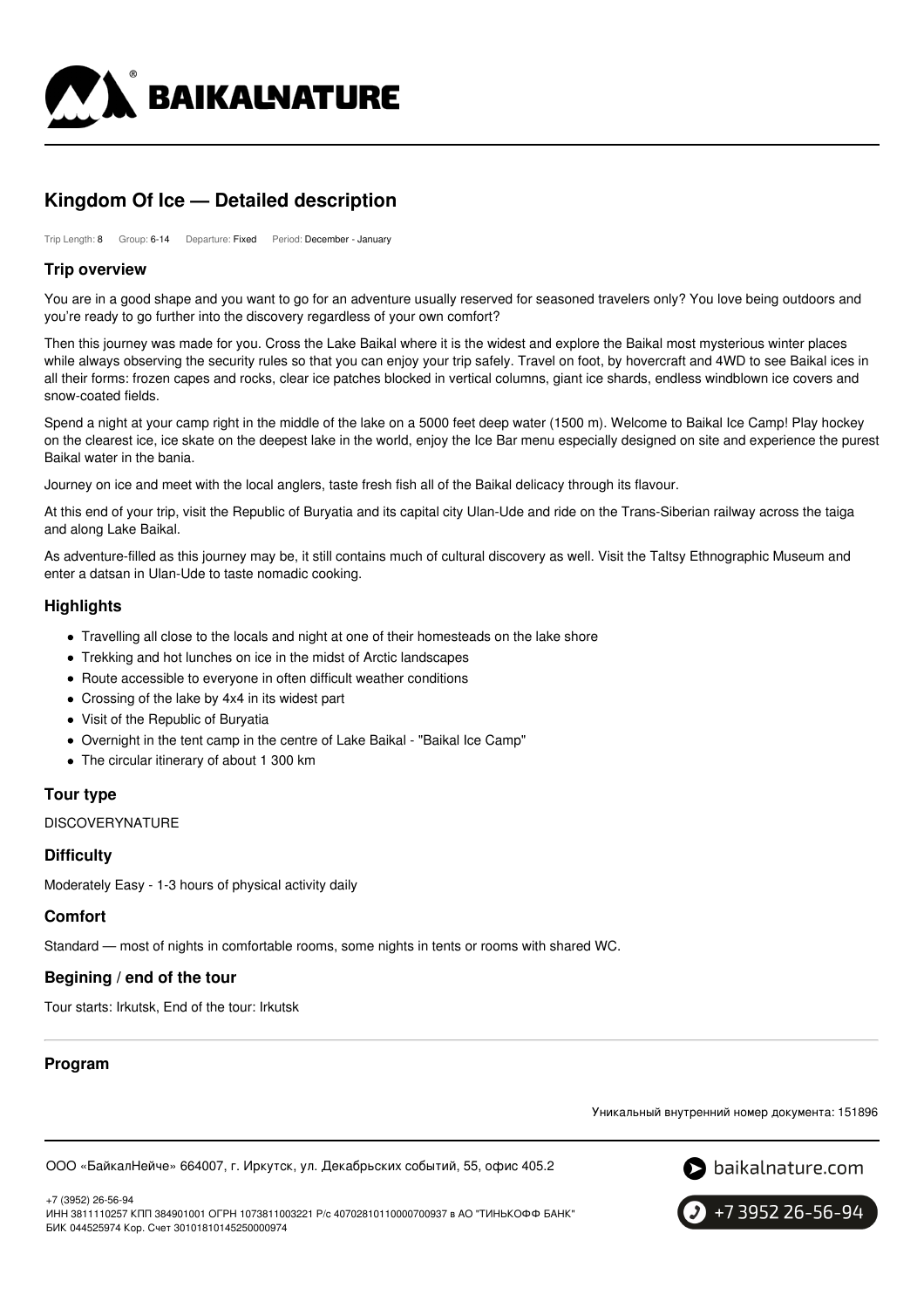# Kingdom Of Ice — Detailed description

Trip Length: 8 Group: 6-14 Departure: Fixed Period: December - January

## Trip overview

You are in a good shape and you want to go for an adventure usually reserved for seasoned travelers only? You love being outdoors and you're ready to go further into the discovery regardless of your own comfort?

Then this journey was made for you. Cross the Lake Baikal where it is the widest and explore the Baikal most mysterious winter places while always observing the security rules so that you can enjoy your trip safely. Travel on foot, by hovercraft and 4WD to see Baikal ices in all their forms: frozen capes and rocks, clear ice patches blocked in vertical columns, giant ice shards, endless windblown ice covers and snow-coated fields.

Spend a night at your camp right in the middle of the lake on a 5000 feet deep water (1500 m). Welcome to Baikal Ice Camp! Play hockey on the clearest ice, ice skate on the deepest lake in the world, enjoy the Ice Bar menu especially designed on site and experience the purest Baikal water in the bania.

Journey on ice and meet with the local anglers, taste fresh fish all of the Baikal delicacy through its flavour.

At this end of your trip, visit the Republic of Buryatia and its capital city Ulan-Ude and ride on the Trans-Siberian railway across the taiga and along Lake Baikal.

As adventure-filled as this journey may be, it still contains much of cultural discovery as well. Visit the Taltsy Ethnographic Museum and enter a datsan in Ulan-Ude to taste nomadic cooking.

## Highlights

- Travelling all close to the locals and night at one of their homesteads on the lake shore
- Trekking and hot lunches on ice in the midst of Arctic landscapes
- Route accessible to everyone in often difficult weather conditions
- Crossing of the lake by 4x4 in its widest part
- Visit of the Republic of Buryatia
- Overnight in the tent camp in the centre of Lake Baikal - "Baikal Ice Camp"
- The circular itinerary of about 1 300 km

## Tour type

DISCOVERYNATURE

## Difficulty

Moderately Easy - 1-3 hours of physical activity daily

## Comfort

Standard — most of nights in comfortable rooms, some nights in tents or rooms with shared WC.

## Begining / end of the tour

Tour starts: Irkutsk, End of the tour: Irkutsk

## Program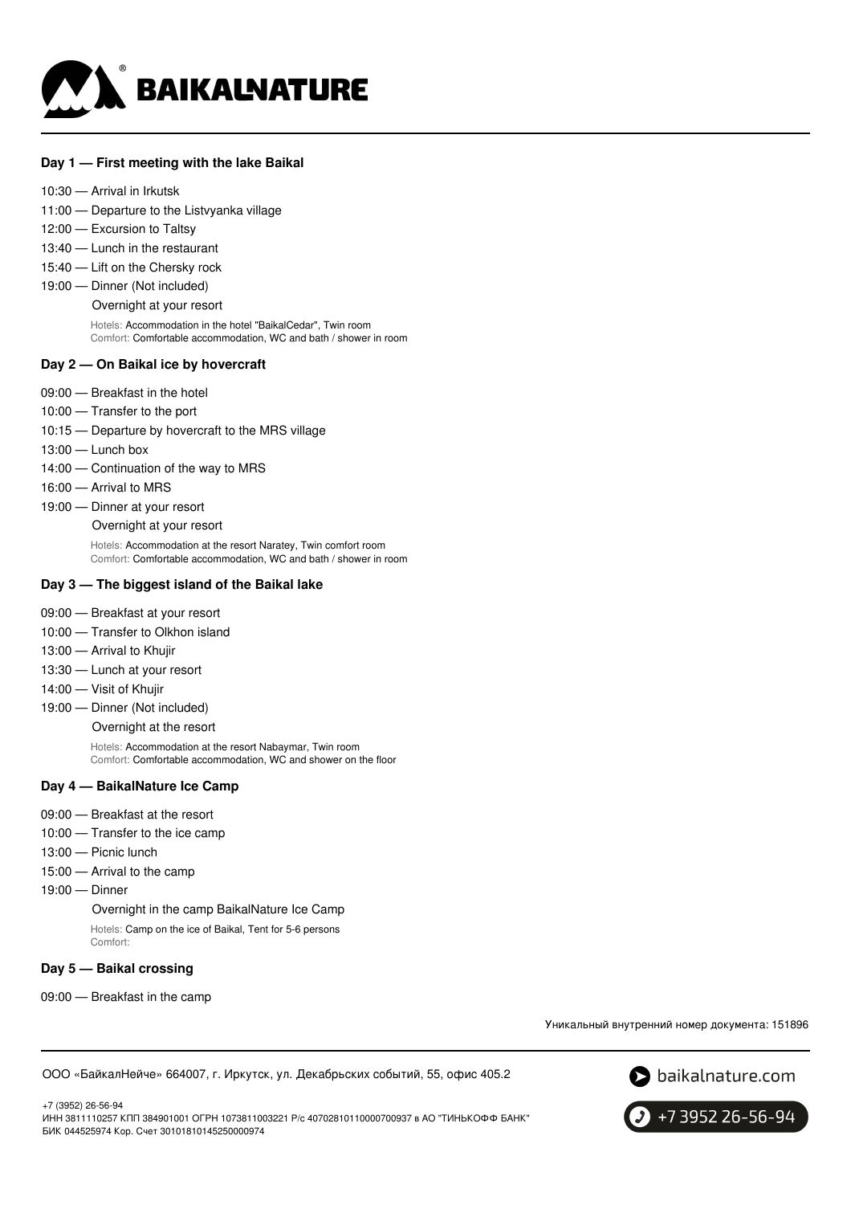### Day 1 — First meeting with the lake Baikal

10:30 — Arrival in Irkutsk
11:00 — Departure to the Listvyanka village
12:00 — Excursion to Taltsy
13:40 — Lunch in the restaurant
15:40 — Lift on the Chersky rock
19:00 — Dinner (Not included)
Overnight at your resort

Hotels: Accommodation in the hotel "BaikalCedar", Twin room
Comfort: Comfortable accommodation, WC and bath / shower in room

### Day 2 — On Baikal ice by hovercraft

09:00 — Breakfast in the hotel
10:00 — Transfer to the port
10:15 — Departure by hovercraft to the MRS village
13:00 — Lunch box
14:00 — Continuation of the way to MRS
16:00 — Arrival to MRS
19:00 — Dinner at your resort
Overnight at your resort

Hotels: Accommodation at the resort Naratey, Twin comfort room
Comfort: Comfortable accommodation, WC and bath / shower in room

### Day 3 — The biggest island of the Baikal lake

09:00 — Breakfast at your resort
10:00 — Transfer to Olkhon island
13:00 — Arrival to Khujir
13:30 — Lunch at your resort
14:00 — Visit of Khujir
19:00 — Dinner (Not included)
Overnight at the resort

Hotels: Accommodation at the resort Nabaymar, Twin room
Comfort: Comfortable accommodation, WC and shower on the floor

### Day 4 — BaikalNature Ice Camp

09:00 — Breakfast at the resort
10:00 — Transfer to the ice camp
13:00 — Picnic lunch
15:00 — Arrival to the camp
19:00 — Dinner
Overnight in the camp BaikalNature Ice Camp

Hotels: Camp on the ice of Baikal, Tent for 5-6 persons
Comfort:

### Day 5 — Baikal crossing

09:00 — Breakfast in the camp

Уникальный внутренний номер документа: 151896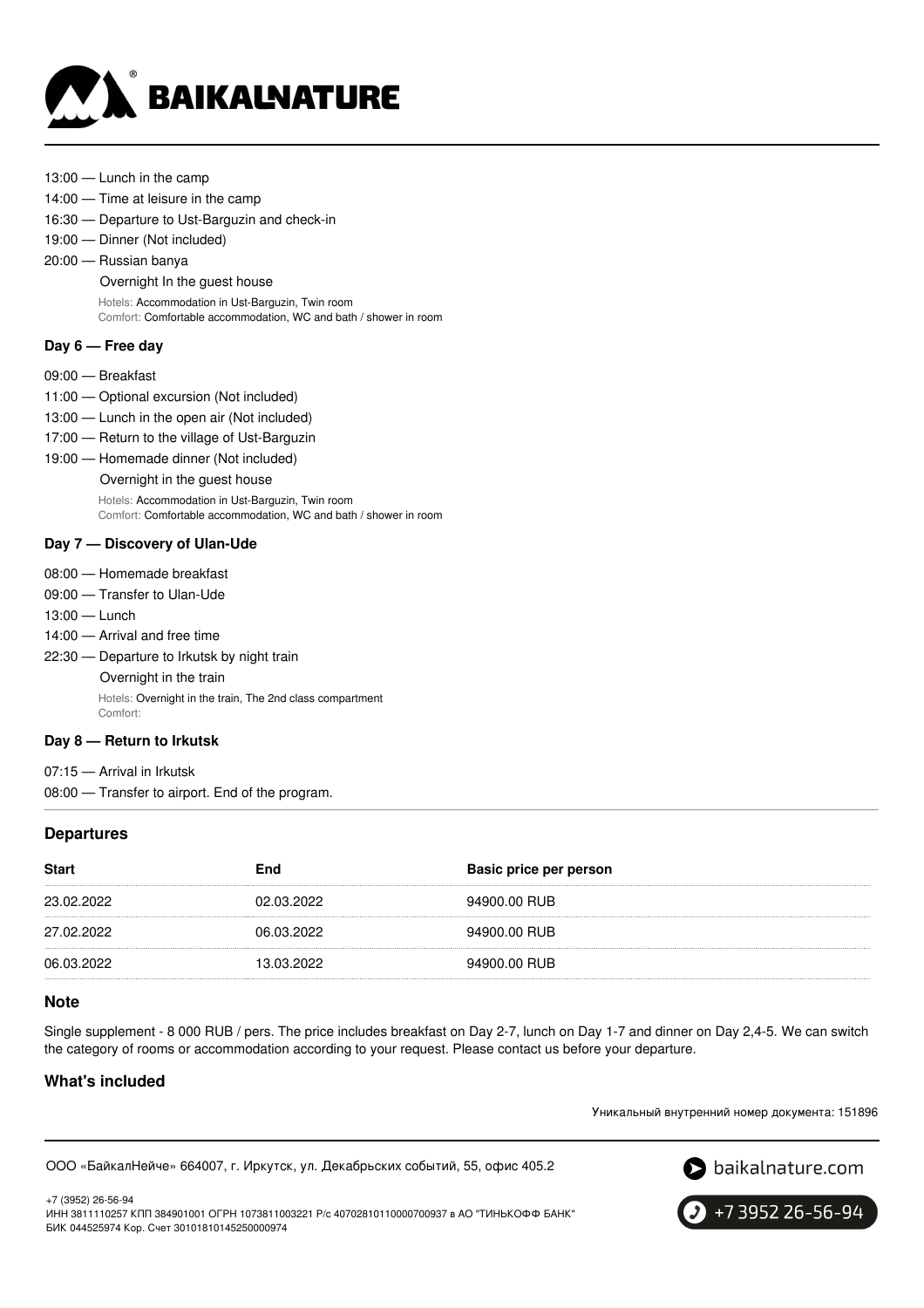13:00 — Lunch in the camp
14:00 — Time at leisure in the camp
16:30 — Departure to Ust-Barguzin and check-in
19:00 — Dinner (Not included)
20:00 — Russian banya

Overnight In the guest house

Hotels: Accommodation in Ust-Barguzin, Twin room
Comfort: Comfortable accommodation, WC and bath / shower in room

### Day 6 — Free day

09:00 — Breakfast
11:00 — Optional excursion (Not included)
13:00 — Lunch in the open air (Not included)
17:00 — Return to the village of Ust-Barguzin
19:00 — Homemade dinner (Not included)

Overnight in the guest house

Hotels: Accommodation in Ust-Barguzin, Twin room
Comfort: Comfortable accommodation, WC and bath / shower in room

### Day 7 — Discovery of Ulan-Ude

08:00 — Homemade breakfast
09:00 — Transfer to Ulan-Ude
13:00 — Lunch
14:00 — Arrival and free time
22:30 — Departure to Irkutsk by night train

Overnight in the train

Hotels: Overnight in the train, The 2nd class compartment
Comfort:

### Day 8 — Return to Irkutsk

07:15 — Arrival in Irkutsk
08:00 — Transfer to airport. End of the program.

## Departures

| Start | End | Basic price per person |
|---|---|---|
| 23.02.2022 | 02.03.2022 | 94900.00 RUB |
| 27.02.2022 | 06.03.2022 | 94900.00 RUB |
| 06.03.2022 | 13.03.2022 | 94900.00 RUB |

## Note

Single supplement - 8 000 RUB / pers. The price includes breakfast on Day 2-7, lunch on Day 1-7 and dinner on Day 2,4-5. We can switch the category of rooms or accommodation according to your request. Please contact us before your departure.

## What's included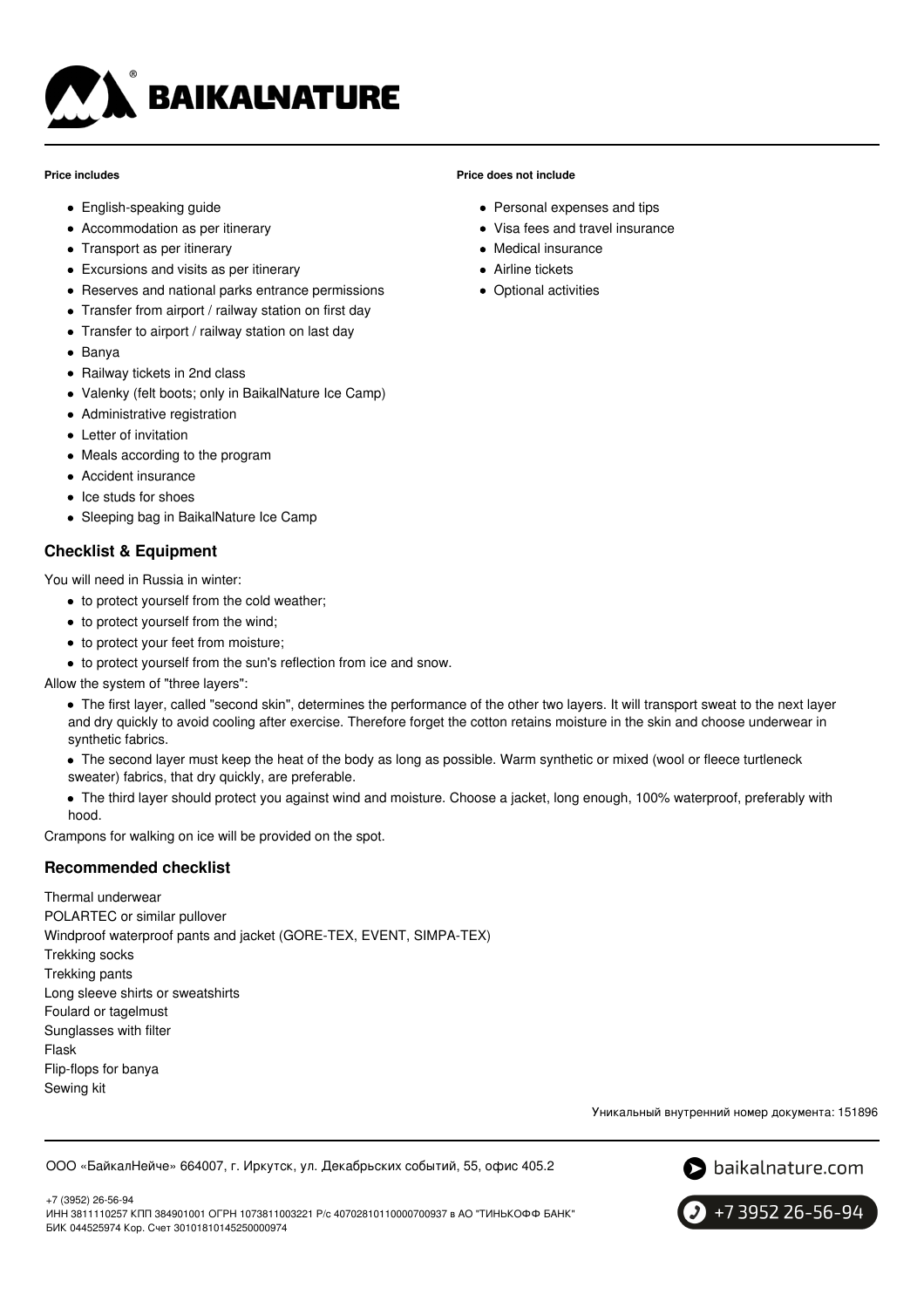**Price includes**

- English-speaking guide
- Accommodation as per itinerary
- Transport as per itinerary
- Excursions and visits as per itinerary
- Reserves and national parks entrance permissions
- Transfer from airport / railway station on first day
- Transfer to airport / railway station on last day
- Banya
- Railway tickets in 2nd class
- Valenky (felt boots; only in BaikalNature Ice Camp)
- Administrative registration
- Letter of invitation
- Meals according to the program
- Accident insurance
- Ice studs for shoes
- Sleeping bag in BaikalNature Ice Camp

**Price does not include**

- Personal expenses and tips
- Visa fees and travel insurance
- Medical insurance
- Airline tickets
- Optional activities

## Checklist & Equipment

You will need in Russia in winter:

- to protect yourself from the cold weather;
- to protect yourself from the wind;
- to protect your feet from moisture;
- to protect yourself from the sun's reflection from ice and snow.

Allow the system of "three layers":

- The first layer, called "second skin", determines the performance of the other two layers. It will transport sweat to the next layer and dry quickly to avoid cooling after exercise. Therefore forget the cotton retains moisture in the skin and choose underwear in synthetic fabrics.
- The second layer must keep the heat of the body as long as possible. Warm synthetic or mixed (wool or fleece turtleneck sweater) fabrics, that dry quickly, are preferable.
- The third layer should protect you against wind and moisture. Choose a jacket, long enough, 100% waterproof, preferably with hood.

Crampons for walking on ice will be provided on the spot.

## Recommended checklist

Thermal underwear
POLARTEC or similar pullover
Windproof waterproof pants and jacket (GORE-TEX, EVENT, SIMPA-TEX)
Trekking socks
Trekking pants
Long sleeve shirts or sweatshirts
Foulard or tagelmust
Sunglasses with filter
Flask
Flip-flops for banya
Sewing kit

Уникальный внутренний номер документа: 151896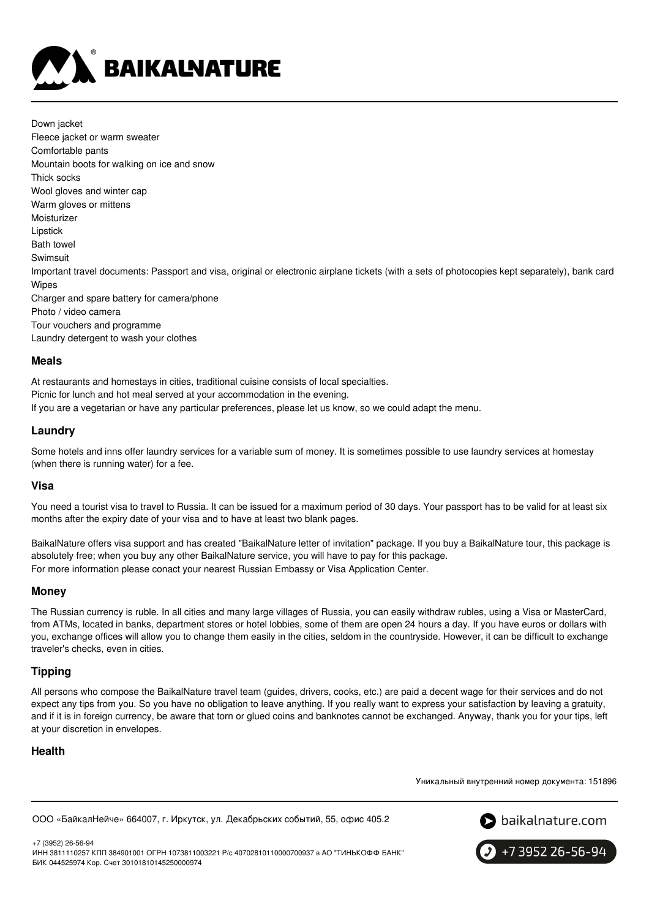Down jacket
Fleece jacket or warm sweater
Comfortable pants
Mountain boots for walking on ice and snow
Thick socks
Wool gloves and winter cap
Warm gloves or mittens
Moisturizer
Lipstick
Bath towel
Swimsuit
Important travel documents: Passport and visa, original or electronic airplane tickets (with a sets of photocopies kept separately), bank card
Wipes
Charger and spare battery for camera/phone
Photo / video camera
Tour vouchers and programme
Laundry detergent to wash your clothes

### Meals

At restaurants and homestays in cities, traditional cuisine consists of local specialties.
Picnic for lunch and hot meal served at your accommodation in the evening.
If you are a vegetarian or have any particular preferences, please let us know, so we could adapt the menu.

### Laundry

Some hotels and inns offer laundry services for a variable sum of money. It is sometimes possible to use laundry services at homestay (when there is running water) for a fee.

### Visa

You need a tourist visa to travel to Russia. It can be issued for a maximum period of 30 days. Your passport has to be valid for at least six months after the expiry date of your visa and to have at least two blank pages.

BaikalNature offers visa support and has created "BaikalNature letter of invitation" package. If you buy a BaikalNature tour, this package is absolutely free; when you buy any other BaikalNature service, you will have to pay for this package.
For more information please conact your nearest Russian Embassy or Visa Application Center.

### Money

The Russian currency is ruble. In all cities and many large villages of Russia, you can easily withdraw rubles, using a Visa or MasterCard, from ATMs, located in banks, department stores or hotel lobbies, some of them are open 24 hours a day. If you have euros or dollars with you, exchange offices will allow you to change them easily in the cities, seldom in the countryside. However, it can be difficult to exchange traveler's checks, even in cities.

### Tipping

All persons who compose the BaikalNature travel team (guides, drivers, cooks, etc.) are paid a decent wage for their services and do not expect any tips from you. So you have no obligation to leave anything. If you really want to express your satisfaction by leaving a gratuity, and if it is in foreign currency, be aware that torn or glued coins and banknotes cannot be exchanged. Anyway, thank you for your tips, left at your discretion in envelopes.

### Health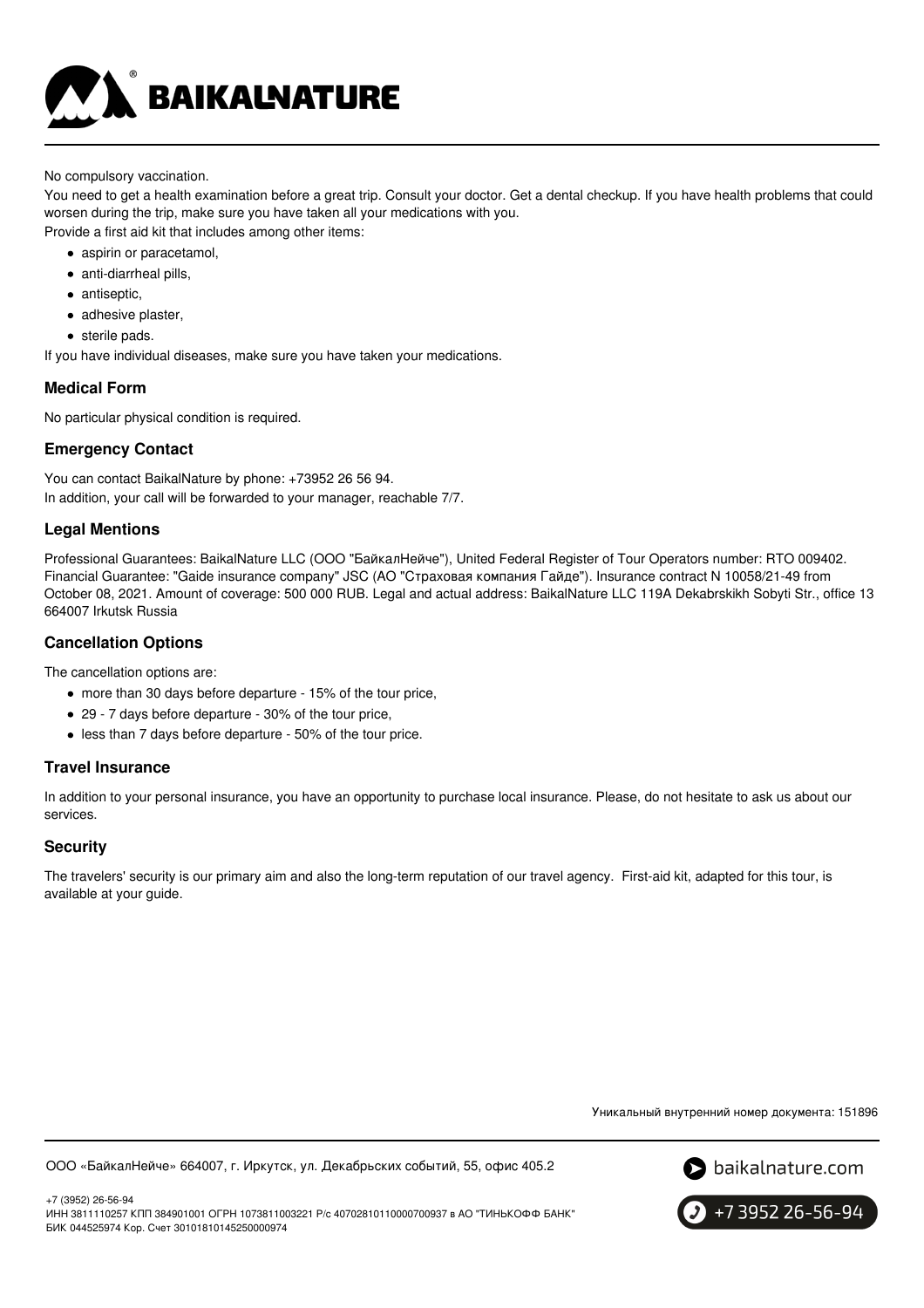No compulsory vaccination.

You need to get a health examination before a great trip. Consult your doctor. Get a dental checkup. If you have health problems that could worsen during the trip, make sure you have taken all your medications with you.

Provide a first aid kit that includes among other items:

- aspirin or paracetamol,
- anti-diarrheal pills,
- antiseptic,
- adhesive plaster,
- sterile pads.

If you have individual diseases, make sure you have taken your medications.

### Medical Form

No particular physical condition is required.

### Emergency Contact

You can contact BaikalNature by phone: +73952 26 56 94.
In addition, your call will be forwarded to your manager, reachable 7/7.

### Legal Mentions

Professional Guarantees: BaikalNature LLC (ООО "БайкалНейче"), United Federal Register of Tour Operators number: RTO 009402. Financial Guarantee: "Gaide insurance company" JSC (АО "Страховая компания Гайде"). Insurance contract N 10058/21-49 from October 08, 2021. Amount of coverage: 500 000 RUB. Legal and actual address: BaikalNature LLC 119A Dekabrskikh Sobyti Str., office 13 664007 Irkutsk Russia

### Cancellation Options

The cancellation options are:

- more than 30 days before departure - 15% of the tour price,
- 29 - 7 days before departure - 30% of the tour price,
- less than 7 days before departure - 50% of the tour price.

### Travel Insurance

In addition to your personal insurance, you have an opportunity to purchase local insurance. Please, do not hesitate to ask us about our services.

### Security

The travelers' security is our primary aim and also the long-term reputation of our travel agency. First-aid kit, adapted for this tour, is available at your guide.

Уникальный внутренний номер документа: 151896